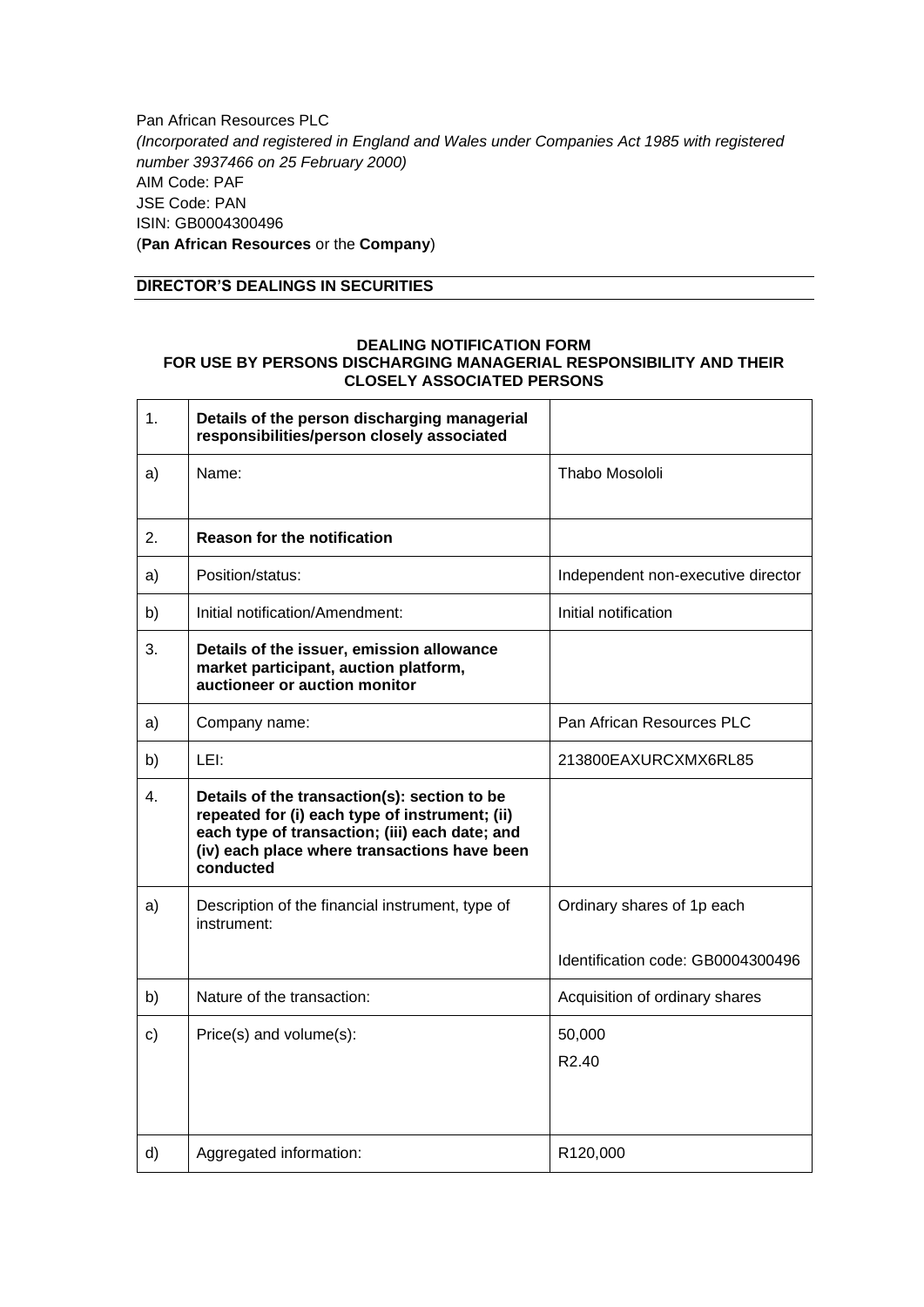Pan African Resources PLC
*(Incorporated and registered in England and Wales under Companies Act 1985 with registered number 3937466 on 25 February 2000)*
AIM Code: PAF
JSE Code: PAN
ISIN: GB0004300496
(**Pan African Resources** or the **Company**)

**DIRECTOR'S DEALINGS IN SECURITIES**

**DEALING NOTIFICATION FORM**
**FOR USE BY PERSONS DISCHARGING MANAGERIAL RESPONSIBILITY AND THEIR CLOSELY ASSOCIATED PERSONS**

| | | |
|---|---|---|
| 1. | **Details of the person discharging managerial responsibilities/person closely associated** | |
| a) | Name: | Thabo Mosololi |
| 2. | **Reason for the notification** | |
| a) | Position/status: | Independent non-executive director |
| b) | Initial notification/Amendment: | Initial notification |
| 3. | **Details of the issuer, emission allowance market participant, auction platform, auctioneer or auction monitor** | |
| a) | Company name: | Pan African Resources PLC |
| b) | LEI: | 213800EAXURCXMX6RL85 |
| 4. | **Details of the transaction(s): section to be repeated for (i) each type of instrument; (ii) each type of transaction; (iii) each date; and (iv) each place where transactions have been conducted** | |
| a) | Description of the financial instrument, type of instrument: | Ordinary shares of 1p each<br><br>Identification code: GB0004300496 |
| b) | Nature of the transaction: | Acquisition of ordinary shares |
| c) | Price(s) and volume(s): | 50,000<br>R2.40 |
| d) | Aggregated information: | R120,000 |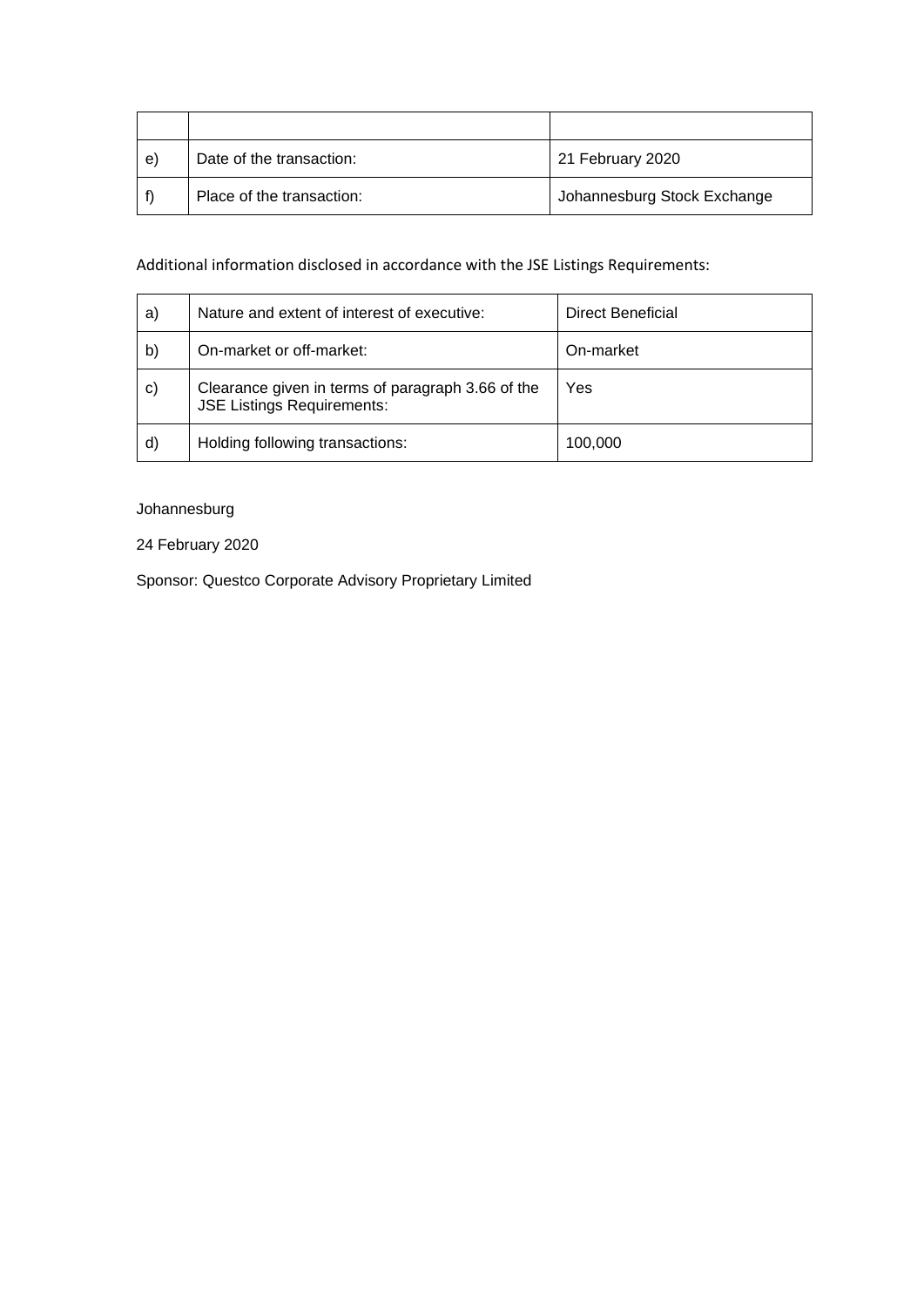| | | |
|---|---|---|
| e) | Date of the transaction: | 21 February 2020 |
| f) | Place of the transaction: | Johannesburg Stock Exchange |

Additional information disclosed in accordance with the JSE Listings Requirements:

| | | |
|---|---|---|
| a) | Nature and extent of interest of executive: | Direct Beneficial |
| b) | On-market or off-market: | On-market |
| c) | Clearance given in terms of paragraph 3.66 of the JSE Listings Requirements: | Yes |
| d) | Holding following transactions: | 100,000 |

Johannesburg

24 February 2020

Sponsor: Questco Corporate Advisory Proprietary Limited